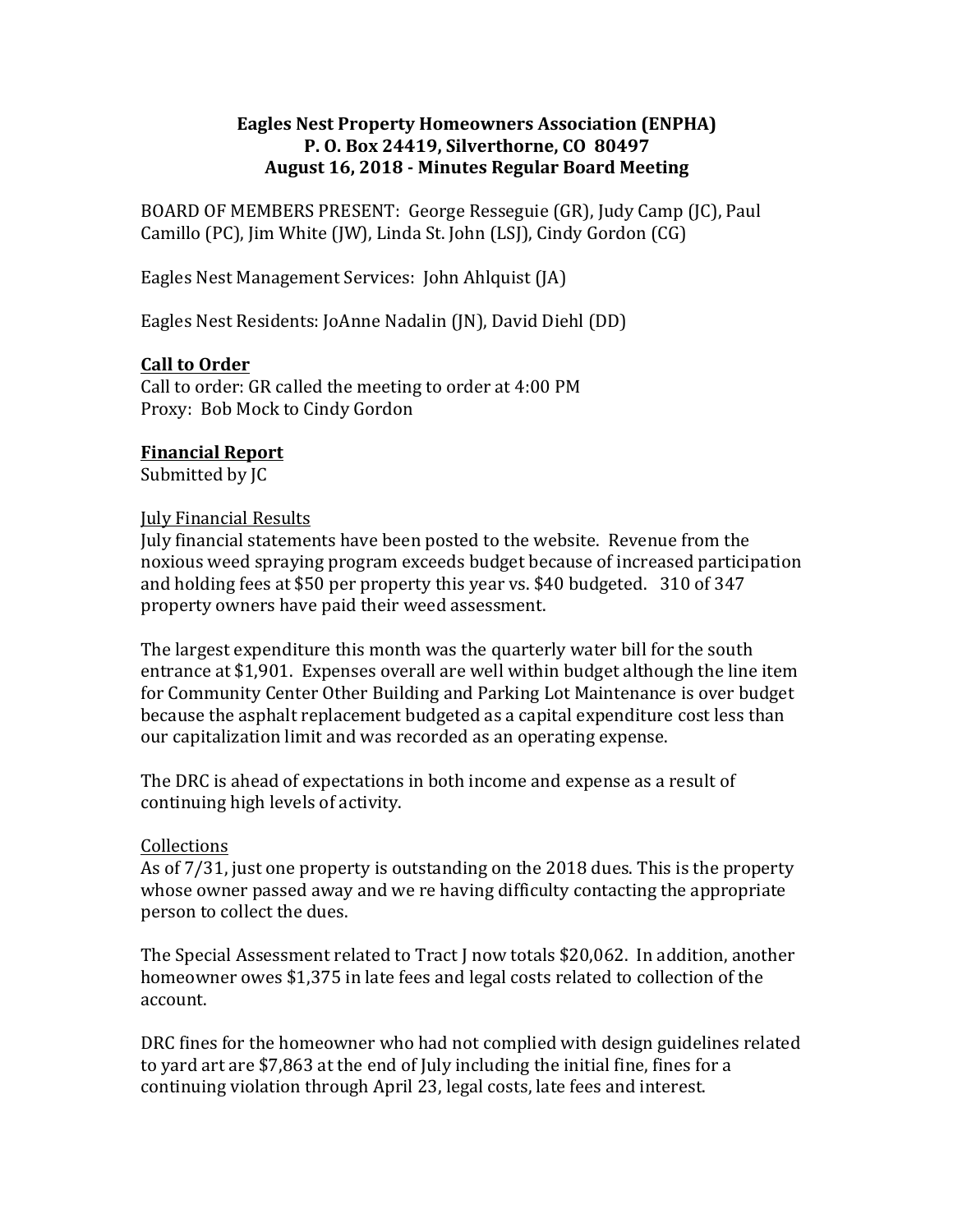**Eagles Nest Property Homeowners Association (ENPHA)**
**P. O. Box 24419, Silverthorne, CO 80497**
**August 16, 2018 - Minutes Regular Board Meeting**

BOARD OF MEMBERS PRESENT: George Resseguie (GR), Judy Camp (JC), Paul Camillo (PC), Jim White (JW), Linda St. John (LSJ), Cindy Gordon (CG)

Eagles Nest Management Services: John Ahlquist (JA)

Eagles Nest Residents: JoAnne Nadalin (JN), David Diehl (DD)

**Call to Order**

Call to order: GR called the meeting to order at 4:00 PM
Proxy: Bob Mock to Cindy Gordon

**Financial Report**

Submitted by JC

July Financial Results

July financial statements have been posted to the website. Revenue from the noxious weed spraying program exceeds budget because of increased participation and holding fees at $50 per property this year vs. $40 budgeted. 310 of 347 property owners have paid their weed assessment.

The largest expenditure this month was the quarterly water bill for the south entrance at $1,901. Expenses overall are well within budget although the line item for Community Center Other Building and Parking Lot Maintenance is over budget because the asphalt replacement budgeted as a capital expenditure cost less than our capitalization limit and was recorded as an operating expense.

The DRC is ahead of expectations in both income and expense as a result of continuing high levels of activity.

Collections

As of 7/31, just one property is outstanding on the 2018 dues. This is the property whose owner passed away and we re having difficulty contacting the appropriate person to collect the dues.

The Special Assessment related to Tract J now totals $20,062. In addition, another homeowner owes $1,375 in late fees and legal costs related to collection of the account.

DRC fines for the homeowner who had not complied with design guidelines related to yard art are $7,863 at the end of July including the initial fine, fines for a continuing violation through April 23, legal costs, late fees and interest.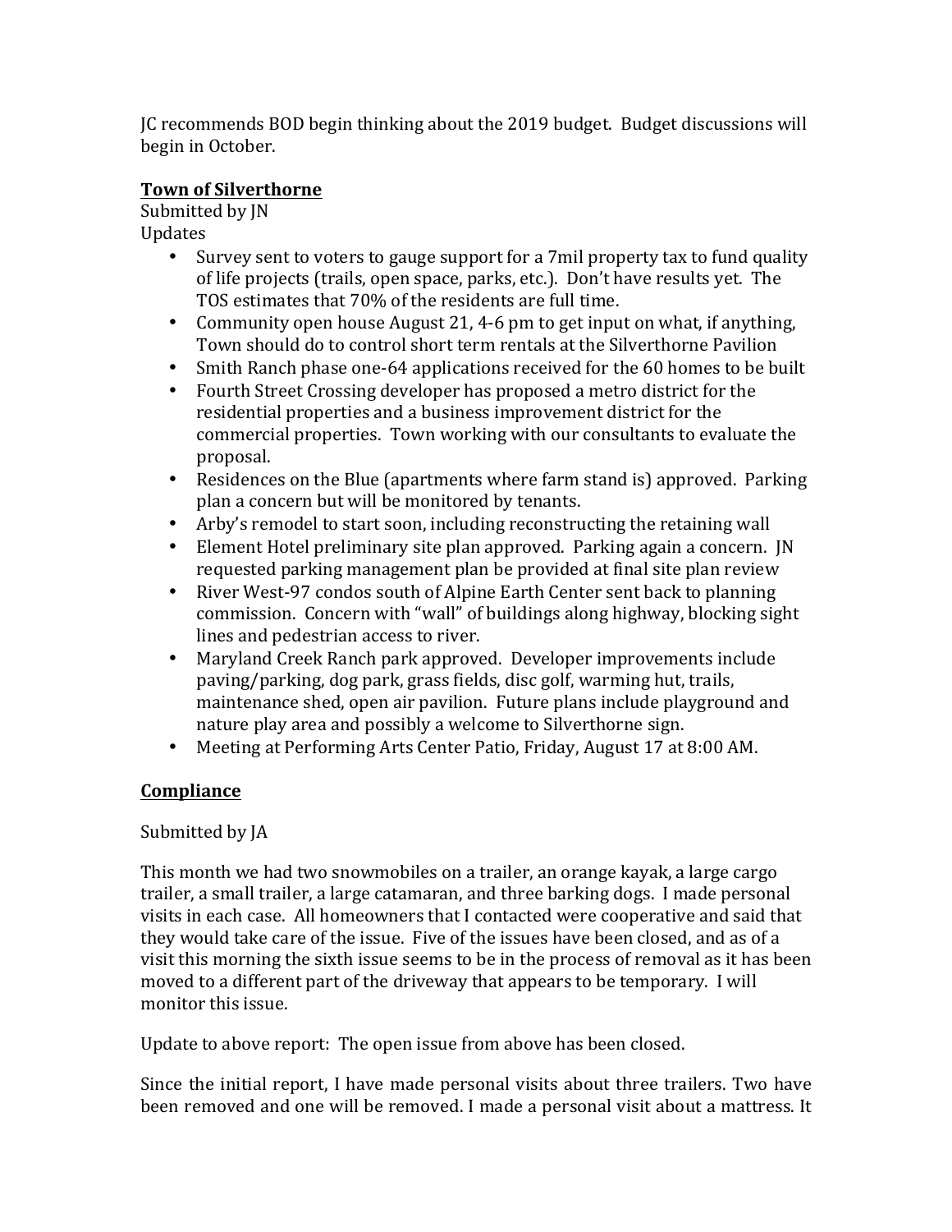JC recommends BOD begin thinking about the 2019 budget. Budget discussions will begin in October.

**Town of Silverthorne**

Submitted by JN

Updates

- Survey sent to voters to gauge support for a 7mil property tax to fund quality of life projects (trails, open space, parks, etc.). Don't have results yet. The TOS estimates that 70% of the residents are full time.
- Community open house August 21, 4-6 pm to get input on what, if anything, Town should do to control short term rentals at the Silverthorne Pavilion
- Smith Ranch phase one-64 applications received for the 60 homes to be built
- Fourth Street Crossing developer has proposed a metro district for the residential properties and a business improvement district for the commercial properties. Town working with our consultants to evaluate the proposal.
- Residences on the Blue (apartments where farm stand is) approved. Parking plan a concern but will be monitored by tenants.
- Arby's remodel to start soon, including reconstructing the retaining wall
- Element Hotel preliminary site plan approved. Parking again a concern. JN requested parking management plan be provided at final site plan review
- River West-97 condos south of Alpine Earth Center sent back to planning commission. Concern with "wall" of buildings along highway, blocking sight lines and pedestrian access to river.
- Maryland Creek Ranch park approved. Developer improvements include paving/parking, dog park, grass fields, disc golf, warming hut, trails, maintenance shed, open air pavilion. Future plans include playground and nature play area and possibly a welcome to Silverthorne sign.
- Meeting at Performing Arts Center Patio, Friday, August 17 at 8:00 AM.

**Compliance**

Submitted by JA

This month we had two snowmobiles on a trailer, an orange kayak, a large cargo trailer, a small trailer, a large catamaran, and three barking dogs. I made personal visits in each case. All homeowners that I contacted were cooperative and said that they would take care of the issue. Five of the issues have been closed, and as of a visit this morning the sixth issue seems to be in the process of removal as it has been moved to a different part of the driveway that appears to be temporary. I will monitor this issue.

Update to above report: The open issue from above has been closed.

Since the initial report, I have made personal visits about three trailers. Two have been removed and one will be removed. I made a personal visit about a mattress. It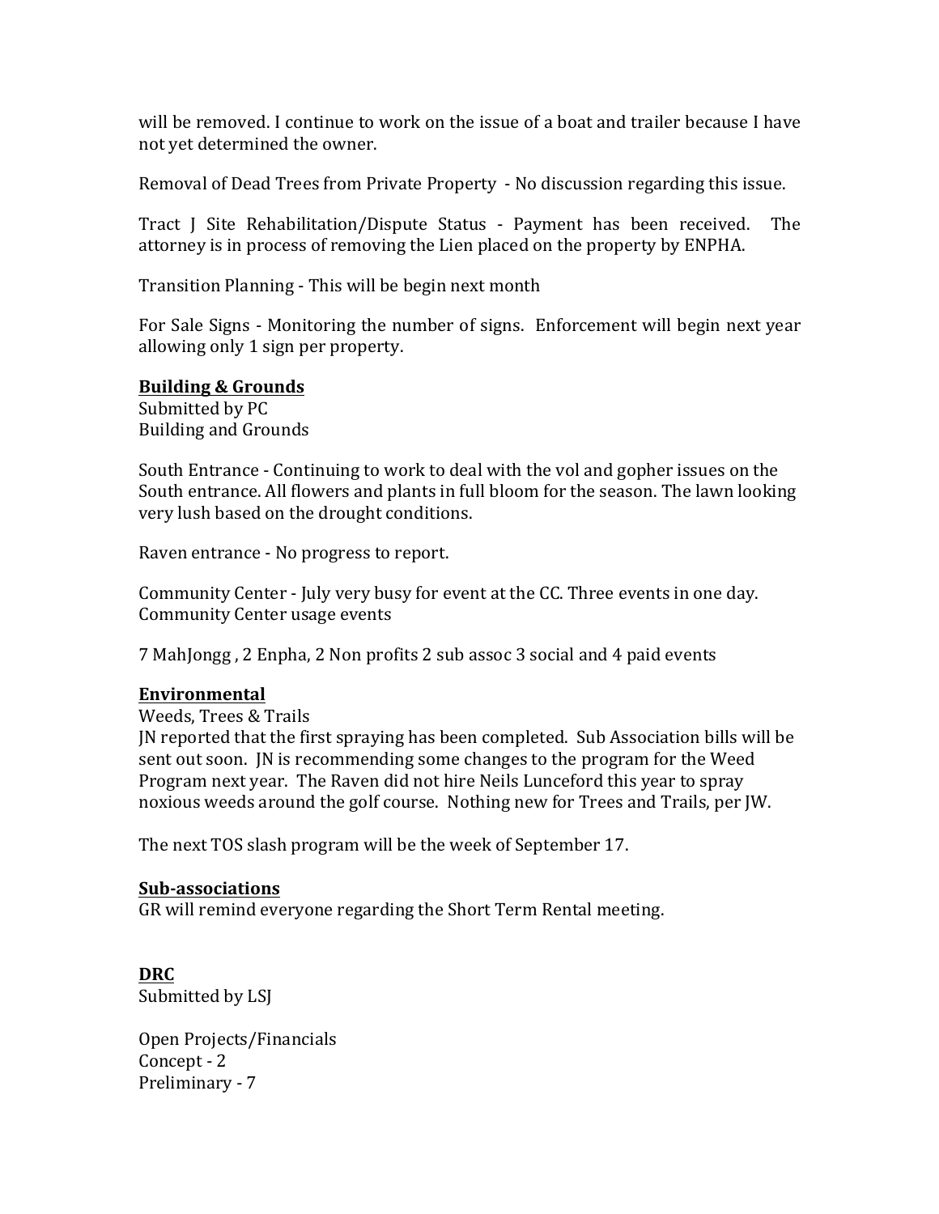will be removed. I continue to work on the issue of a boat and trailer because I have not yet determined the owner.

Removal of Dead Trees from Private Property - No discussion regarding this issue.

Tract J Site Rehabilitation/Dispute Status - Payment has been received. The attorney is in process of removing the Lien placed on the property by ENPHA.

Transition Planning - This will be begin next month

For Sale Signs - Monitoring the number of signs. Enforcement will begin next year allowing only 1 sign per property.

**Building & Grounds**

Submitted by PC

Building and Grounds

South Entrance - Continuing to work to deal with the vol and gopher issues on the South entrance. All flowers and plants in full bloom for the season. The lawn looking very lush based on the drought conditions.

Raven entrance - No progress to report.

Community Center - July very busy for event at the CC. Three events in one day. Community Center usage events

7 MahJongg , 2 Enpha, 2 Non profits 2 sub assoc 3 social and 4 paid events

**Environmental**

Weeds, Trees & Trails

JN reported that the first spraying has been completed. Sub Association bills will be sent out soon. JN is recommending some changes to the program for the Weed Program next year. The Raven did not hire Neils Lunceford this year to spray noxious weeds around the golf course. Nothing new for Trees and Trails, per JW.

The next TOS slash program will be the week of September 17.

**Sub-associations**

GR will remind everyone regarding the Short Term Rental meeting.

**DRC**

Submitted by LSJ

Open Projects/Financials

Concept - 2

Preliminary - 7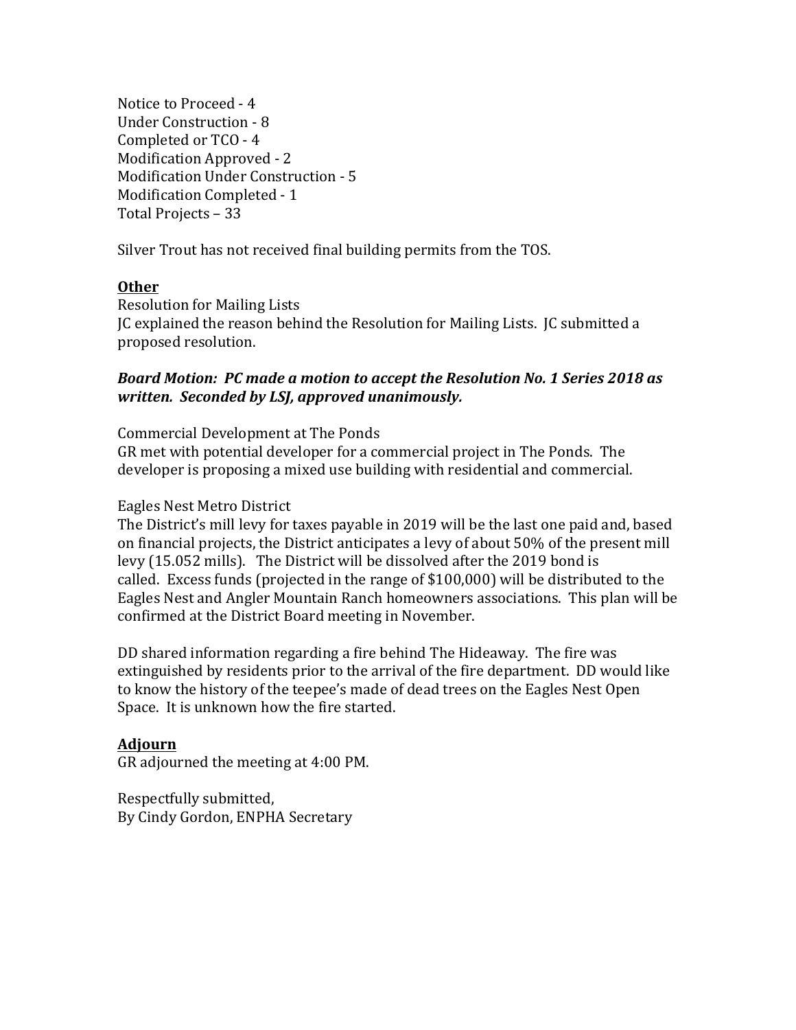Notice to Proceed - 4
Under Construction - 8
Completed or TCO - 4
Modification Approved - 2
Modification Under Construction - 5
Modification Completed - 1
Total Projects – 33

Silver Trout has not received final building permits from the TOS.

**Other**

Resolution for Mailing Lists
JC explained the reason behind the Resolution for Mailing Lists. JC submitted a proposed resolution.

***Board Motion: PC made a motion to accept the Resolution No. 1 Series 2018 as written. Seconded by LSJ, approved unanimously.***

Commercial Development at The Ponds
GR met with potential developer for a commercial project in The Ponds. The developer is proposing a mixed use building with residential and commercial.

Eagles Nest Metro District
The District's mill levy for taxes payable in 2019 will be the last one paid and, based on financial projects, the District anticipates a levy of about 50% of the present mill levy (15.052 mills). The District will be dissolved after the 2019 bond is called. Excess funds (projected in the range of $100,000) will be distributed to the Eagles Nest and Angler Mountain Ranch homeowners associations. This plan will be confirmed at the District Board meeting in November.

DD shared information regarding a fire behind The Hideaway. The fire was extinguished by residents prior to the arrival of the fire department. DD would like to know the history of the teepee's made of dead trees on the Eagles Nest Open Space. It is unknown how the fire started.

**Adjourn**

GR adjourned the meeting at 4:00 PM.

Respectfully submitted,
By Cindy Gordon, ENPHA Secretary